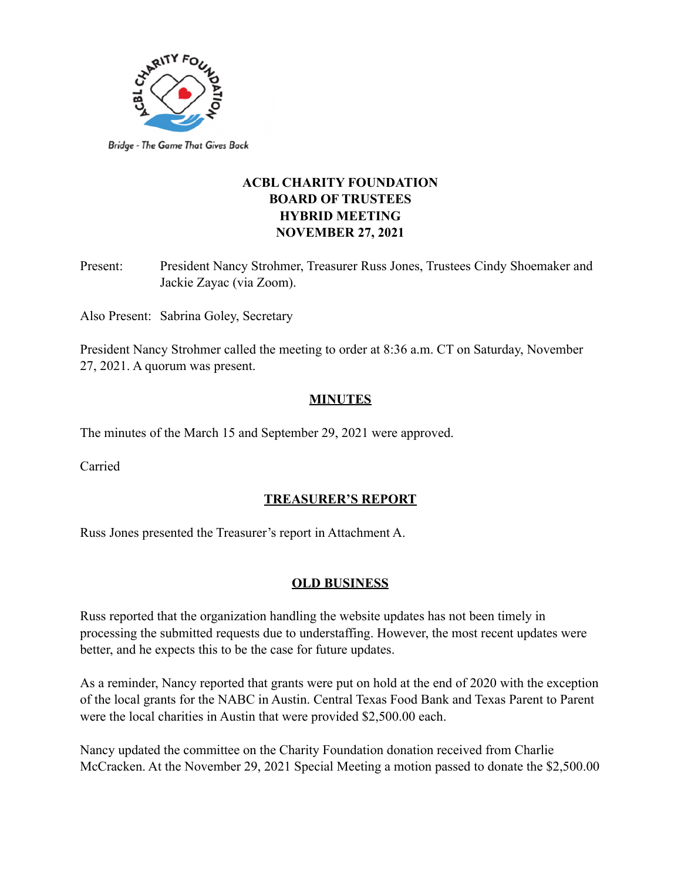Bridge - The Game That Gives Back

# ACBL CHARITY FOUNDATION
# BOARD OF TRUSTEES
# HYBRID MEETING
# NOVEMBER 27, 2021

Present: President Nancy Strohmer, Treasurer Russ Jones, Trustees Cindy Shoemaker and Jackie Zayac (via Zoom).

Also Present: Sabrina Goley, Secretary

President Nancy Strohmer called the meeting to order at 8:36 a.m. CT on Saturday, November 27, 2021. A quorum was present.

## MINUTES

The minutes of the March 15 and September 29, 2021 were approved.

Carried

## TREASURER'S REPORT

Russ Jones presented the Treasurer's report in Attachment A.

## OLD BUSINESS

Russ reported that the organization handling the website updates has not been timely in processing the submitted requests due to understaffing. However, the most recent updates were better, and he expects this to be the case for future updates.

As a reminder, Nancy reported that grants were put on hold at the end of 2020 with the exception of the local grants for the NABC in Austin. Central Texas Food Bank and Texas Parent to Parent were the local charities in Austin that were provided $2,500.00 each.

Nancy updated the committee on the Charity Foundation donation received from Charlie McCracken. At the November 29, 2021 Special Meeting a motion passed to donate the $2,500.00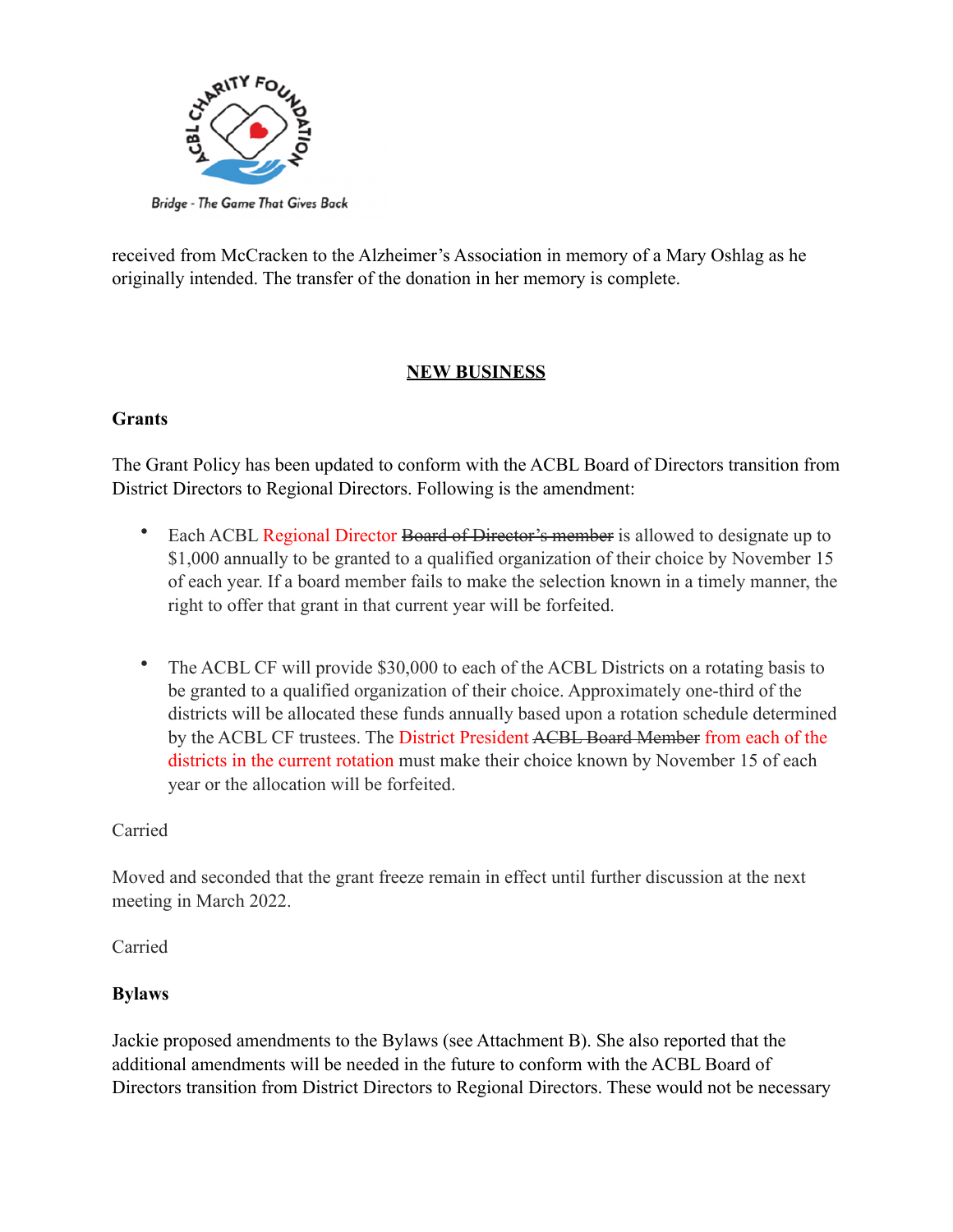received from McCracken to the Alzheimer's Association in memory of a Mary Oshlag as he originally intended. The transfer of the donation in her memory is complete.

## NEW BUSINESS

**Grants**

The Grant Policy has been updated to conform with the ACBL Board of Directors transition from District Directors to Regional Directors. Following is the amendment:

- Each ACBL Regional Director ~~Board of Director's member~~ is allowed to designate up to $1,000 annually to be granted to a qualified organization of their choice by November 15 of each year. If a board member fails to make the selection known in a timely manner, the right to offer that grant in that current year will be forfeited.

- The ACBL CF will provide $30,000 to each of the ACBL Districts on a rotating basis to be granted to a qualified organization of their choice. Approximately one-third of the districts will be allocated these funds annually based upon a rotation schedule determined by the ACBL CF trustees. The District President ~~ACBL Board Member~~ from each of the districts in the current rotation must make their choice known by November 15 of each year or the allocation will be forfeited.

Carried

Moved and seconded that the grant freeze remain in effect until further discussion at the next meeting in March 2022.

Carried

**Bylaws**

Jackie proposed amendments to the Bylaws (see Attachment B). She also reported that the additional amendments will be needed in the future to conform with the ACBL Board of Directors transition from District Directors to Regional Directors. These would not be necessary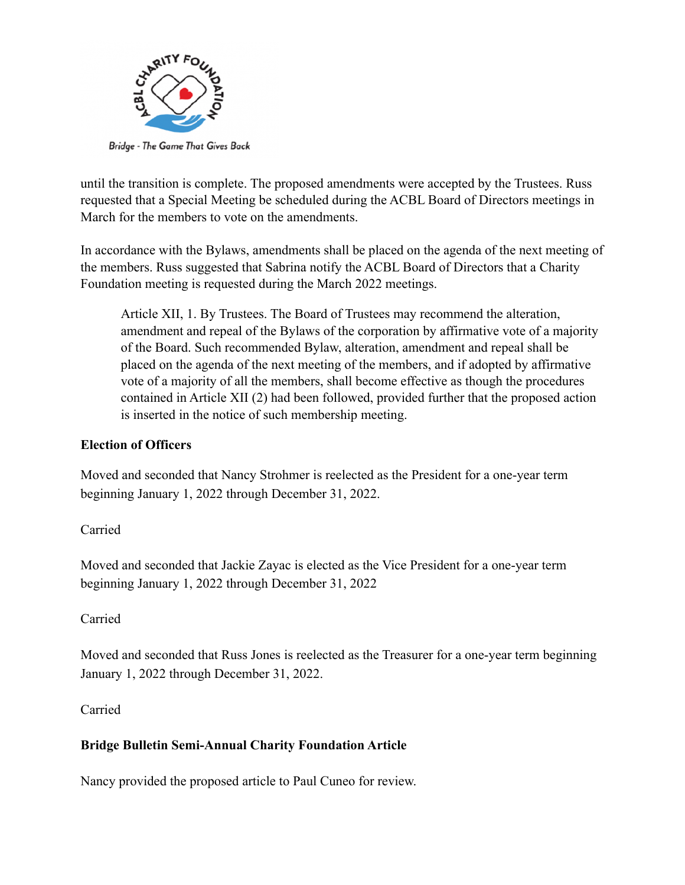until the transition is complete. The proposed amendments were accepted by the Trustees. Russ requested that a Special Meeting be scheduled during the ACBL Board of Directors meetings in March for the members to vote on the amendments.

In accordance with the Bylaws, amendments shall be placed on the agenda of the next meeting of the members. Russ suggested that Sabrina notify the ACBL Board of Directors that a Charity Foundation meeting is requested during the March 2022 meetings.

> Article XII, 1. By Trustees. The Board of Trustees may recommend the alteration, amendment and repeal of the Bylaws of the corporation by affirmative vote of a majority of the Board. Such recommended Bylaw, alteration, amendment and repeal shall be placed on the agenda of the next meeting of the members, and if adopted by affirmative vote of a majority of all the members, shall become effective as though the procedures contained in Article XII (2) had been followed, provided further that the proposed action is inserted in the notice of such membership meeting.

**Election of Officers**

Moved and seconded that Nancy Strohmer is reelected as the President for a one-year term beginning January 1, 2022 through December 31, 2022.

Carried

Moved and seconded that Jackie Zayac is elected as the Vice President for a one-year term beginning January 1, 2022 through December 31, 2022

Carried

Moved and seconded that Russ Jones is reelected as the Treasurer for a one-year term beginning January 1, 2022 through December 31, 2022.

Carried

**Bridge Bulletin Semi-Annual Charity Foundation Article**

Nancy provided the proposed article to Paul Cuneo for review.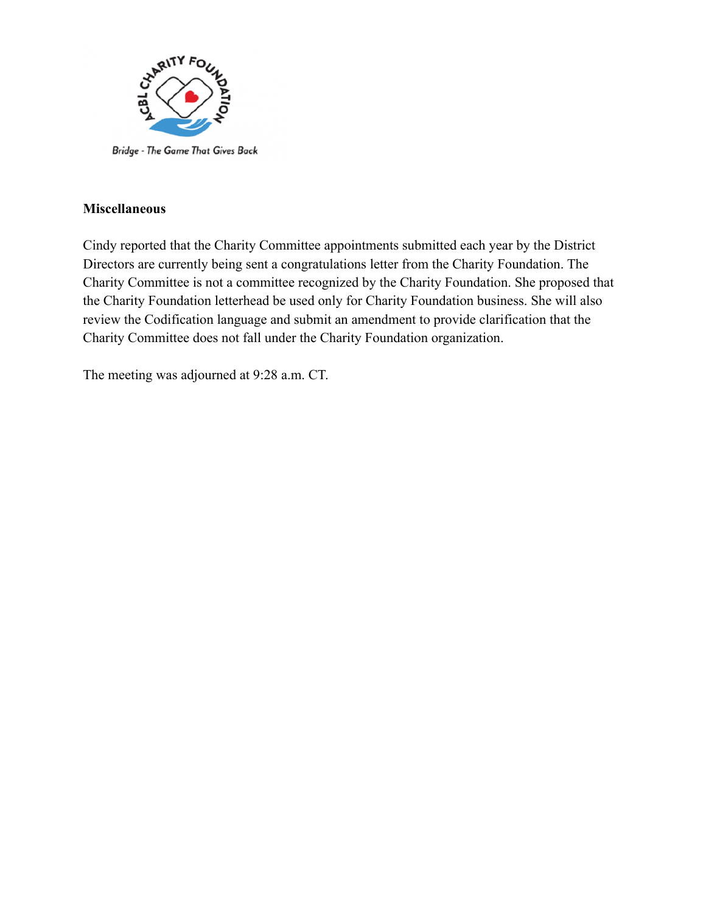**Miscellaneous**

Cindy reported that the Charity Committee appointments submitted each year by the District Directors are currently being sent a congratulations letter from the Charity Foundation. The Charity Committee is not a committee recognized by the Charity Foundation. She proposed that the Charity Foundation letterhead be used only for Charity Foundation business. She will also review the Codification language and submit an amendment to provide clarification that the Charity Committee does not fall under the Charity Foundation organization.

The meeting was adjourned at 9:28 a.m. CT.